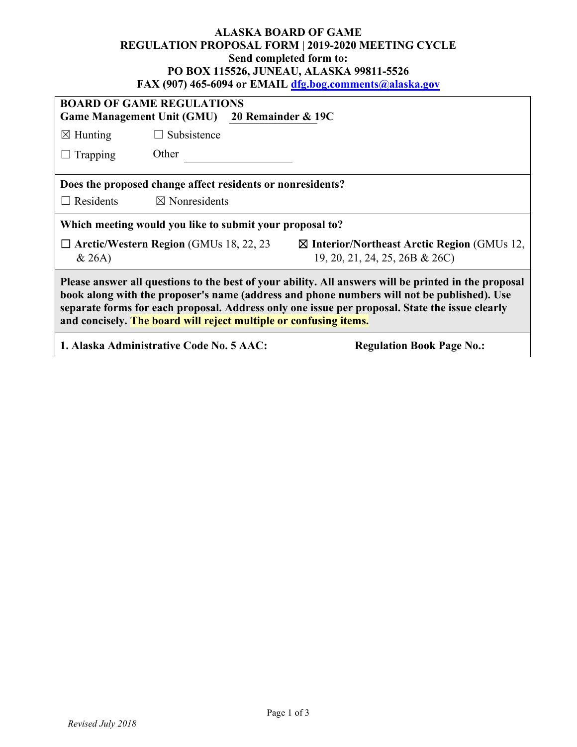**ALASKA BOARD OF GAME**
**REGULATION PROPOSAL FORM | 2019-2020 MEETING CYCLE**
**Send completed form to:**
**PO BOX 115526, JUNEAU, ALASKA 99811-5526**
**FAX (907) 465-6094 or EMAIL dfg.bog.comments@alaska.gov**

**BOARD OF GAME REGULATIONS**
**Game Management Unit (GMU)** **20 Remainder & 19C**

☒ Hunting ☐ Subsistence

☐ Trapping Other ____________________

**Does the proposed change affect residents or nonresidents?**

☐ Residents ☒ Nonresidents

**Which meeting would you like to submit your proposal to?**

☐ **Arctic/Western Region** (GMUs 18, 22, 23 & 26A)

☒ **Interior/Northeast Arctic Region** (GMUs 12, 19, 20, 21, 24, 25, 26B & 26C)

**Please answer all questions to the best of your ability. All answers will be printed in the proposal book along with the proposer's name (address and phone numbers will not be published). Use separate forms for each proposal. Address only one issue per proposal. State the issue clearly and concisely. The board will reject multiple or confusing items.**

**1. Alaska Administrative Code No. 5 AAC:** **Regulation Book Page No.:**

*Revised July 2018*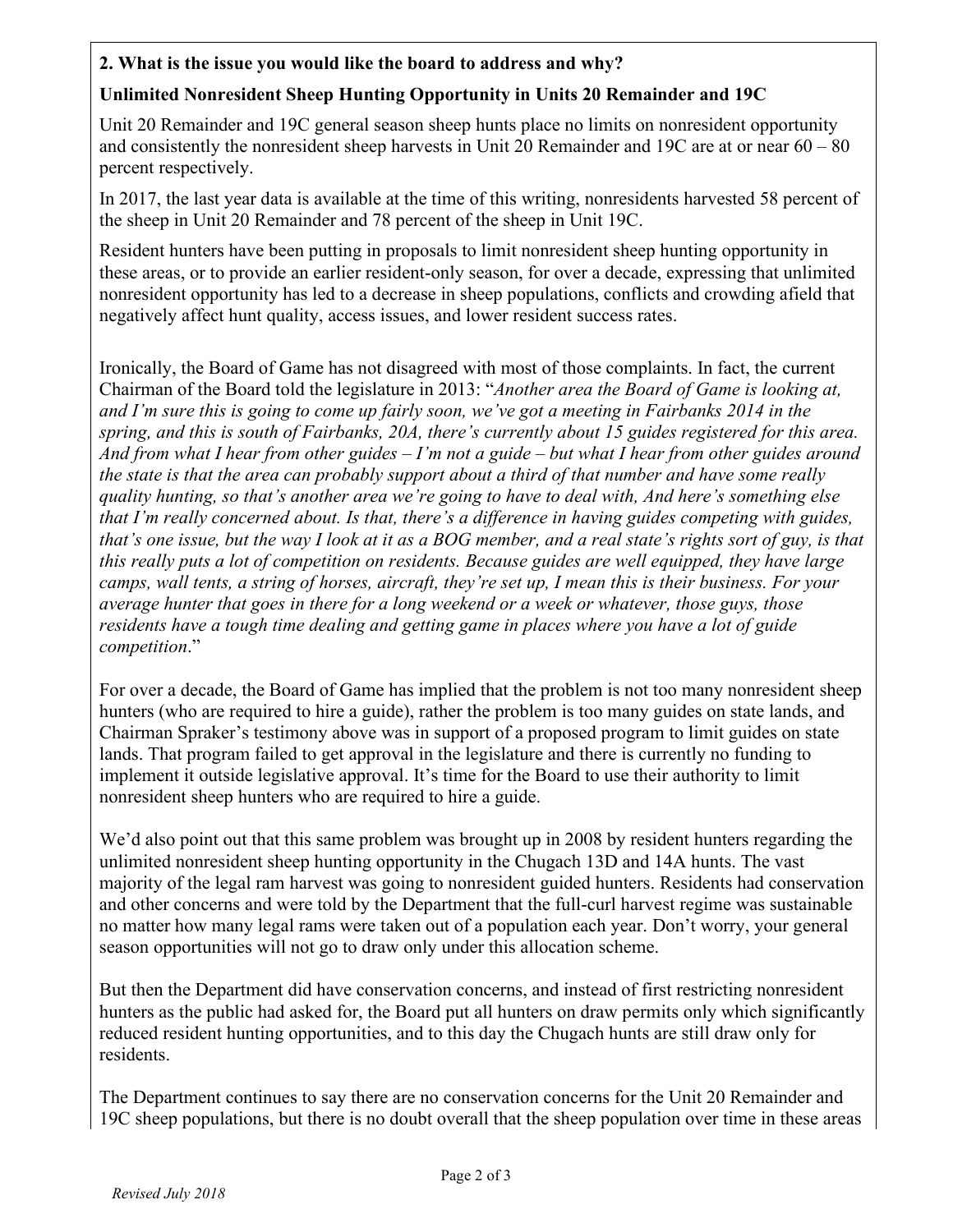**2. What is the issue you would like the board to address and why?**

**Unlimited Nonresident Sheep Hunting Opportunity in Units 20 Remainder and 19C**

Unit 20 Remainder and 19C general season sheep hunts place no limits on nonresident opportunity and consistently the nonresident sheep harvests in Unit 20 Remainder and 19C are at or near 60 – 80 percent respectively.

In 2017, the last year data is available at the time of this writing, nonresidents harvested 58 percent of the sheep in Unit 20 Remainder and 78 percent of the sheep in Unit 19C.

Resident hunters have been putting in proposals to limit nonresident sheep hunting opportunity in these areas, or to provide an earlier resident-only season, for over a decade, expressing that unlimited nonresident opportunity has led to a decrease in sheep populations, conflicts and crowding afield that negatively affect hunt quality, access issues, and lower resident success rates.

Ironically, the Board of Game has not disagreed with most of those complaints. In fact, the current Chairman of the Board told the legislature in 2013: "*Another area the Board of Game is looking at, and I'm sure this is going to come up fairly soon, we've got a meeting in Fairbanks 2014 in the spring, and this is south of Fairbanks, 20A, there's currently about 15 guides registered for this area. And from what I hear from other guides – I'm not a guide – but what I hear from other guides around the state is that the area can probably support about a third of that number and have some really quality hunting, so that's another area we're going to have to deal with, And here's something else that I'm really concerned about. Is that, there's a difference in having guides competing with guides, that's one issue, but the way I look at it as a BOG member, and a real state's rights sort of guy, is that this really puts a lot of competition on residents. Because guides are well equipped, they have large camps, wall tents, a string of horses, aircraft, they're set up, I mean this is their business. For your average hunter that goes in there for a long weekend or a week or whatever, those guys, those residents have a tough time dealing and getting game in places where you have a lot of guide competition*."

For over a decade, the Board of Game has implied that the problem is not too many nonresident sheep hunters (who are required to hire a guide), rather the problem is too many guides on state lands, and Chairman Spraker's testimony above was in support of a proposed program to limit guides on state lands. That program failed to get approval in the legislature and there is currently no funding to implement it outside legislative approval. It's time for the Board to use their authority to limit nonresident sheep hunters who are required to hire a guide.

We'd also point out that this same problem was brought up in 2008 by resident hunters regarding the unlimited nonresident sheep hunting opportunity in the Chugach 13D and 14A hunts. The vast majority of the legal ram harvest was going to nonresident guided hunters. Residents had conservation and other concerns and were told by the Department that the full-curl harvest regime was sustainable no matter how many legal rams were taken out of a population each year. Don't worry, your general season opportunities will not go to draw only under this allocation scheme.

But then the Department did have conservation concerns, and instead of first restricting nonresident hunters as the public had asked for, the Board put all hunters on draw permits only which significantly reduced resident hunting opportunities, and to this day the Chugach hunts are still draw only for residents.

The Department continues to say there are no conservation concerns for the Unit 20 Remainder and 19C sheep populations, but there is no doubt overall that the sheep population over time in these areas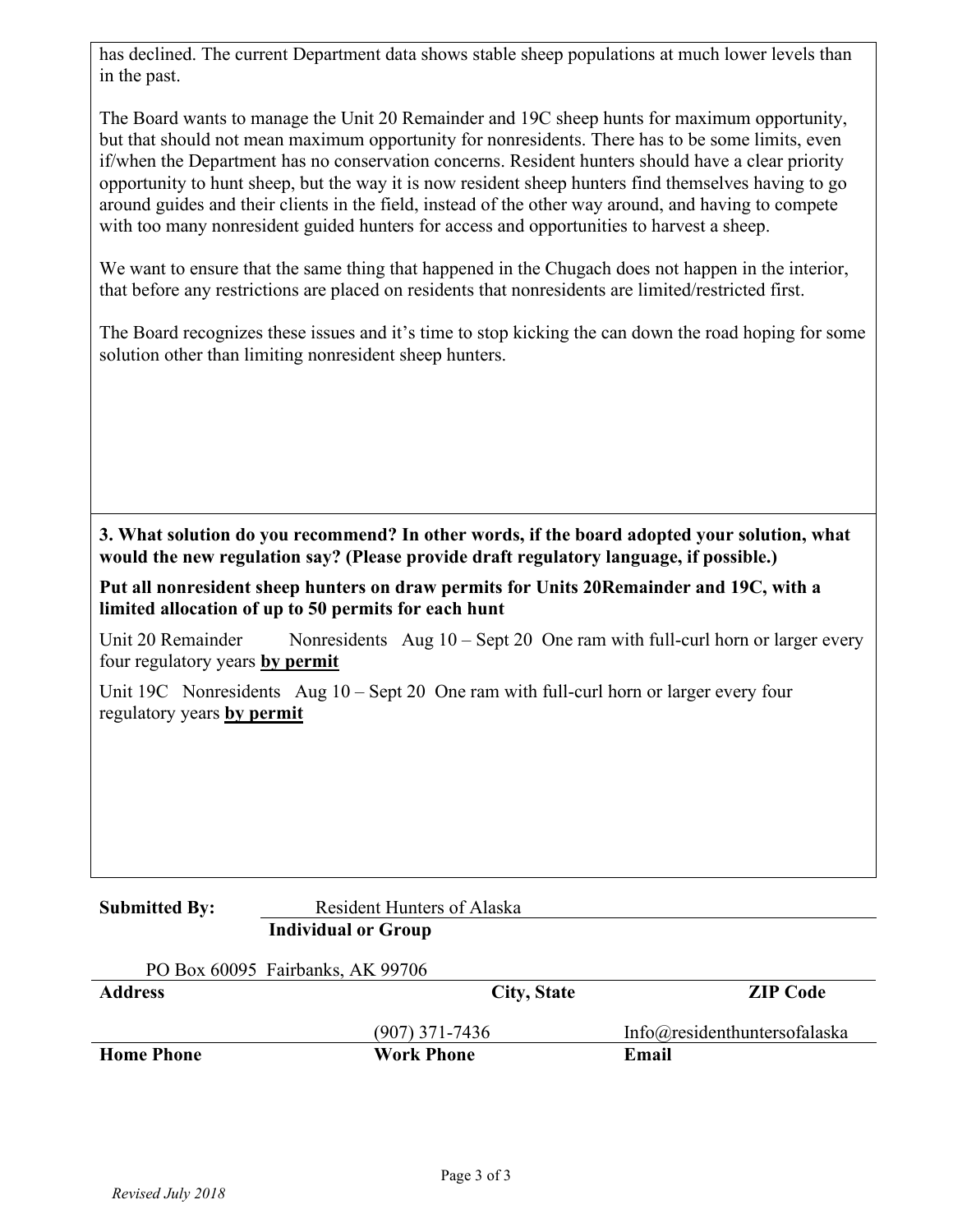has declined. The current Department data shows stable sheep populations at much lower levels than in the past.

The Board wants to manage the Unit 20 Remainder and 19C sheep hunts for maximum opportunity, but that should not mean maximum opportunity for nonresidents. There has to be some limits, even if/when the Department has no conservation concerns. Resident hunters should have a clear priority opportunity to hunt sheep, but the way it is now resident sheep hunters find themselves having to go around guides and their clients in the field, instead of the other way around, and having to compete with too many nonresident guided hunters for access and opportunities to harvest a sheep.

We want to ensure that the same thing that happened in the Chugach does not happen in the interior, that before any restrictions are placed on residents that nonresidents are limited/restricted first.

The Board recognizes these issues and it's time to stop kicking the can down the road hoping for some solution other than limiting nonresident sheep hunters.

**3. What solution do you recommend? In other words, if the board adopted your solution, what would the new regulation say? (Please provide draft regulatory language, if possible.)**

**Put all nonresident sheep hunters on draw permits for Units 20Remainder and 19C, with a limited allocation of up to 50 permits for each hunt**

Unit 20 Remainder  Nonresidents  Aug 10 – Sept 20  One ram with full-curl horn or larger every four regulatory years **by permit**

Unit 19C  Nonresidents  Aug 10 – Sept 20  One ram with full-curl horn or larger every four regulatory years **by permit**

**Submitted By:** Resident Hunters of Alaska
**Individual or Group**

PO Box 60095 Fairbanks, AK 99706

| **Address** | **City, State** | **ZIP Code** |
|---|---|---|
| | (907) 371-7436 | Info@residenthuntersofalaska |
| **Home Phone** | **Work Phone** | **Email** |

*Revised July 2018*